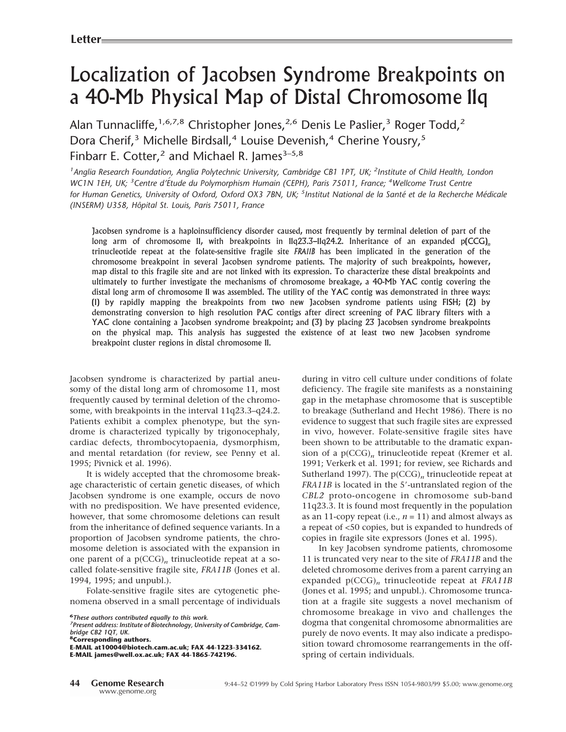Letter

# Localization of Jacobsen Syndrome Breakpoints on a 40-Mb Physical Map of Distal Chromosome 11q

Alan Tunnacliffe,[1,6,7,8] Christopher Jones,[2,6] Denis Le Paslier,[3] Roger Todd,[2] Dora Cherif,[3] Michelle Birdsall,[4] Louise Devenish,[4] Cherine Yousry,[5] Finbarr E. Cotter,[2] and Michael R. James[3–5,8]

[1]Anglia Research Foundation, Anglia Polytechnic University, Cambridge CB1 1PT, UK; [2]Institute of Child Health, London WC1N 1EH, UK; [3]Centre d'Étude du Polymorphism Humain (CEPH), Paris 75011, France; [4]Wellcome Trust Centre for Human Genetics, University of Oxford, Oxford OX3 7BN, UK; [5]Institut National de la Santé et de la Recherche Médicale (INSERM) U358, Hôpital St. Louis, Paris 75011, France

**Jacobsen syndrome is a haploinsufficiency disorder caused, most frequently by terminal deletion of part of the long arm of chromosome 11, with breakpoints in 11q23.3–11q24.2. Inheritance of an expanded p(CCG)$_n$ trinucleotide repeat at the folate-sensitive fragile site *FRA11B* has been implicated in the generation of the chromosome breakpoint in several Jacobsen syndrome patients. The majority of such breakpoints, however, map distal to this fragile site and are not linked with its expression. To characterize these distal breakpoints and ultimately to further investigate the mechanisms of chromosome breakage, a 40-Mb YAC contig covering the distal long arm of chromosome 11 was assembled. The utility of the YAC contig was demonstrated in three ways: (1) by rapidly mapping the breakpoints from two new Jacobsen syndrome patients using FISH; (2) by demonstrating conversion to high resolution PAC contigs after direct screening of PAC library filters with a YAC clone containing a Jacobsen syndrome breakpoint; and (3) by placing 23 Jacobsen syndrome breakpoints on the physical map. This analysis has suggested the existence of at least two new Jacobsen syndrome breakpoint cluster regions in distal chromosome 11.**

Jacobsen syndrome is characterized by partial aneusomy of the distal long arm of chromosome 11, most frequently caused by terminal deletion of the chromosome, with breakpoints in the interval 11q23.3–q24.2. Patients exhibit a complex phenotype, but the syndrome is characterized typically by trigonocephaly, cardiac defects, thrombocytopaenia, dysmorphism, and mental retardation (for review, see Penny et al. 1995; Pivnick et al. 1996).

It is widely accepted that the chromosome breakage characteristic of certain genetic diseases, of which Jacobsen syndrome is one example, occurs de novo with no predisposition. We have presented evidence, however, that some chromosome deletions can result from the inheritance of defined sequence variants. In a proportion of Jacobsen syndrome patients, the chromosome deletion is associated with the expansion in one parent of a p(CCG)$_n$ trinucleotide repeat at a so-called folate-sensitive fragile site, *FRA11B* (Jones et al. 1994, 1995; and unpubl.).

Folate-sensitive fragile sites are cytogenetic phenomena observed in a small percentage of individuals during in vitro cell culture under conditions of folate deficiency. The fragile site manifests as a nonstaining gap in the metaphase chromosome that is susceptible to breakage (Sutherland and Hecht 1986). There is no evidence to suggest that such fragile sites are expressed in vivo, however. Folate-sensitive fragile sites have been shown to be attributable to the dramatic expansion of a p(CCG)$_n$ trinucleotide repeat (Kremer et al. 1991; Verkerk et al. 1991; for review, see Richards and Sutherland 1997). The p(CCG)$_n$ trinucleotide repeat at *FRA11B* is located in the 5′-untranslated region of the *CBL2* proto-oncogene in chromosome sub-band 11q23.3. It is found most frequently in the population as an 11-copy repeat (i.e., $n = 11$) and almost always as a repeat of <50 copies, but is expanded to hundreds of copies in fragile site expressors (Jones et al. 1995).

In key Jacobsen syndrome patients, chromosome 11 is truncated very near to the site of *FRA11B* and the deleted chromosome derives from a parent carrying an expanded p(CCG)$_n$ trinucleotide repeat at *FRA11B* (Jones et al. 1995; and unpubl.). Chromosome truncation at a fragile site suggests a novel mechanism of chromosome breakage in vivo and challenges the dogma that congenital chromosome abnormalities are purely de novo events. It may also indicate a predisposition toward chromosome rearrangements in the offspring of certain individuals.

[6]*These authors contributed equally to this work.*
[7]*Present address: Institute of Biotechnology, University of Cambridge, Cambridge CB2 1QT, UK.*
[8]**Corresponding authors.**
**E-MAIL at10004@biotech.cam.ac.uk; FAX 44-1223-334162.**
**E-MAIL james@well.ox.ac.uk; FAX 44-1865-742196.**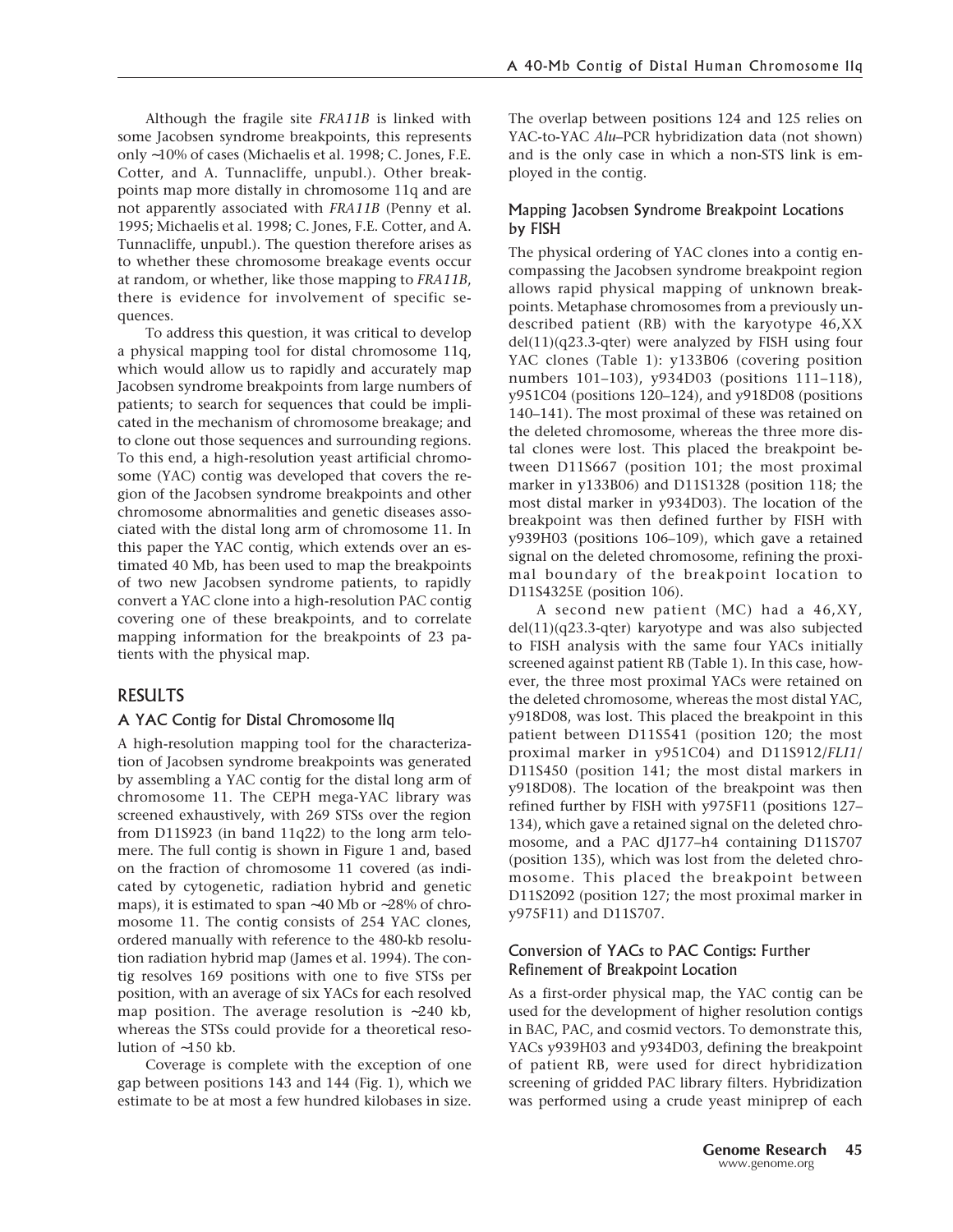Although the fragile site *FRA11B* is linked with some Jacobsen syndrome breakpoints, this represents only ~10% of cases (Michaelis et al. 1998; C. Jones, F.E. Cotter, and A. Tunnacliffe, unpubl.). Other breakpoints map more distally in chromosome 11q and are not apparently associated with *FRA11B* (Penny et al. 1995; Michaelis et al. 1998; C. Jones, F.E. Cotter, and A. Tunnacliffe, unpubl.). The question therefore arises as to whether these chromosome breakage events occur at random, or whether, like those mapping to *FRA11B*, there is evidence for involvement of specific sequences.

To address this question, it was critical to develop a physical mapping tool for distal chromosome 11q, which would allow us to rapidly and accurately map Jacobsen syndrome breakpoints from large numbers of patients; to search for sequences that could be implicated in the mechanism of chromosome breakage; and to clone out those sequences and surrounding regions. To this end, a high-resolution yeast artificial chromosome (YAC) contig was developed that covers the region of the Jacobsen syndrome breakpoints and other chromosome abnormalities and genetic diseases associated with the distal long arm of chromosome 11. In this paper the YAC contig, which extends over an estimated 40 Mb, has been used to map the breakpoints of two new Jacobsen syndrome patients, to rapidly convert a YAC clone into a high-resolution PAC contig covering one of these breakpoints, and to correlate mapping information for the breakpoints of 23 patients with the physical map.

## RESULTS

### A YAC Contig for Distal Chromosome 11q

A high-resolution mapping tool for the characterization of Jacobsen syndrome breakpoints was generated by assembling a YAC contig for the distal long arm of chromosome 11. The CEPH mega-YAC library was screened exhaustively, with 269 STSs over the region from D11S923 (in band 11q22) to the long arm telomere. The full contig is shown in Figure 1 and, based on the fraction of chromosome 11 covered (as indicated by cytogenetic, radiation hybrid and genetic maps), it is estimated to span ~40 Mb or ~28% of chromosome 11. The contig consists of 254 YAC clones, ordered manually with reference to the 480-kb resolution radiation hybrid map (James et al. 1994). The contig resolves 169 positions with one to five STSs per position, with an average of six YACs for each resolved map position. The average resolution is ~240 kb, whereas the STSs could provide for a theoretical resolution of ~150 kb.

Coverage is complete with the exception of one gap between positions 143 and 144 (Fig. 1), which we estimate to be at most a few hundred kilobases in size. The overlap between positions 124 and 125 relies on YAC-to-YAC *Alu*–PCR hybridization data (not shown) and is the only case in which a non-STS link is employed in the contig.

### Mapping Jacobsen Syndrome Breakpoint Locations by FISH

The physical ordering of YAC clones into a contig encompassing the Jacobsen syndrome breakpoint region allows rapid physical mapping of unknown breakpoints. Metaphase chromosomes from a previously undescribed patient (RB) with the karyotype 46,XX del(11)(q23.3-qter) were analyzed by FISH using four YAC clones (Table 1): y133B06 (covering position numbers 101–103), y934D03 (positions 111–118), y951C04 (positions 120–124), and y918D08 (positions 140–141). The most proximal of these was retained on the deleted chromosome, whereas the three more distal clones were lost. This placed the breakpoint between D11S667 (position 101; the most proximal marker in y133B06) and D11S1328 (position 118; the most distal marker in y934D03). The location of the breakpoint was then defined further by FISH with y939H03 (positions 106–109), which gave a retained signal on the deleted chromosome, refining the proximal boundary of the breakpoint location to D11S4325E (position 106).

A second new patient (MC) had a 46,XY, del(11)(q23.3-qter) karyotype and was also subjected to FISH analysis with the same four YACs initially screened against patient RB (Table 1). In this case, however, the three most proximal YACs were retained on the deleted chromosome, whereas the most distal YAC, y918D08, was lost. This placed the breakpoint in this patient between D11S541 (position 120; the most proximal marker in y951C04) and D11S912/*FLI1*/D11S450 (position 141; the most distal markers in y918D08). The location of the breakpoint was then refined further by FISH with y975F11 (positions 127–134), which gave a retained signal on the deleted chromosome, and a PAC dJ177–h4 containing D11S707 (position 135), which was lost from the deleted chromosome. This placed the breakpoint between D11S2092 (position 127; the most proximal marker in y975F11) and D11S707.

### Conversion of YACs to PAC Contigs: Further Refinement of Breakpoint Location

As a first-order physical map, the YAC contig can be used for the development of higher resolution contigs in BAC, PAC, and cosmid vectors. To demonstrate this, YACs y939H03 and y934D03, defining the breakpoint of patient RB, were used for direct hybridization screening of gridded PAC library filters. Hybridization was performed using a crude yeast miniprep of each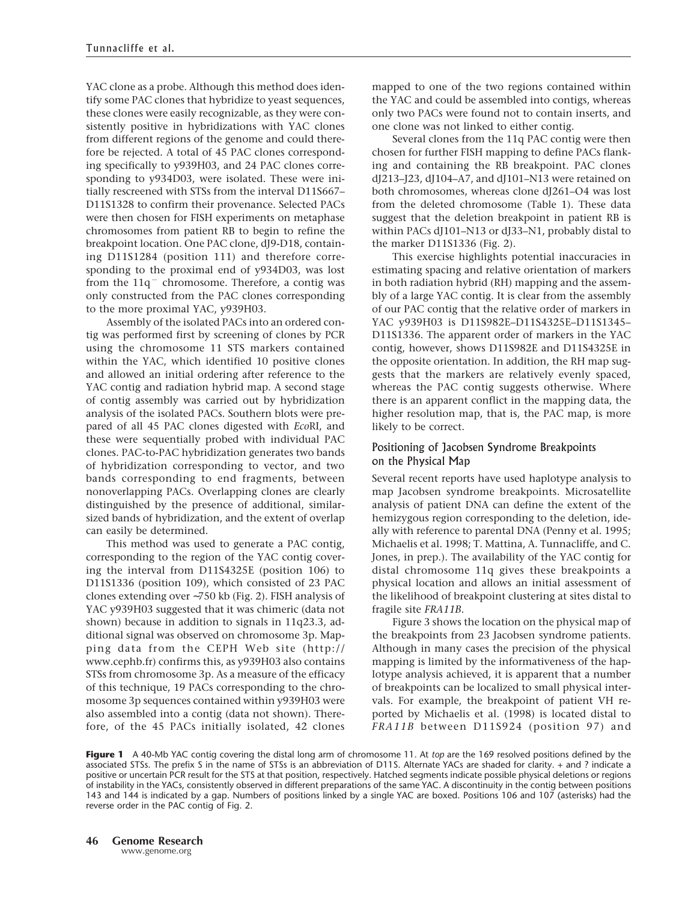YAC clone as a probe. Although this method does identify some PAC clones that hybridize to yeast sequences, these clones were easily recognizable, as they were consistently positive in hybridizations with YAC clones from different regions of the genome and could therefore be rejected. A total of 45 PAC clones corresponding specifically to y939H03, and 24 PAC clones corresponding to y934D03, were isolated. These were initially rescreened with STSs from the interval D11S667–D11S1328 to confirm their provenance. Selected PACs were then chosen for FISH experiments on metaphase chromosomes from patient RB to begin to refine the breakpoint location. One PAC clone, dJ9-D18, containing D11S1284 (position 111) and therefore corresponding to the proximal end of y934D03, was lost from the $11q^-$ chromosome. Therefore, a contig was only constructed from the PAC clones corresponding to the more proximal YAC, y939H03.

Assembly of the isolated PACs into an ordered contig was performed first by screening of clones by PCR using the chromosome 11 STS markers contained within the YAC, which identified 10 positive clones and allowed an initial ordering after reference to the YAC contig and radiation hybrid map. A second stage of contig assembly was carried out by hybridization analysis of the isolated PACs. Southern blots were prepared of all 45 PAC clones digested with *Eco*RI, and these were sequentially probed with individual PAC clones. PAC-to-PAC hybridization generates two bands of hybridization corresponding to vector, and two bands corresponding to end fragments, between nonoverlapping PACs. Overlapping clones are clearly distinguished by the presence of additional, similar-sized bands of hybridization, and the extent of overlap can easily be determined.

This method was used to generate a PAC contig, corresponding to the region of the YAC contig covering the interval from D11S4325E (position 106) to D11S1336 (position 109), which consisted of 23 PAC clones extending over ~750 kb (Fig. 2). FISH analysis of YAC y939H03 suggested that it was chimeric (data not shown) because in addition to signals in 11q23.3, additional signal was observed on chromosome 3p. Mapping data from the CEPH Web site (http://www.cephb.fr) confirms this, as y939H03 also contains STSs from chromosome 3p. As a measure of the efficacy of this technique, 19 PACs corresponding to the chromosome 3p sequences contained within y939H03 were also assembled into a contig (data not shown). Therefore, of the 45 PACs initially isolated, 42 clones mapped to one of the two regions contained within the YAC and could be assembled into contigs, whereas only two PACs were found not to contain inserts, and one clone was not linked to either contig.

Several clones from the 11q PAC contig were then chosen for further FISH mapping to define PACs flanking and containing the RB breakpoint. PAC clones dJ213–J23, dJ104–A7, and dJ101–N13 were retained on both chromosomes, whereas clone dJ261–O4 was lost from the deleted chromosome (Table 1). These data suggest that the deletion breakpoint in patient RB is within PACs dJ101–N13 or dJ33–N1, probably distal to the marker D11S1336 (Fig. 2).

This exercise highlights potential inaccuracies in estimating spacing and relative orientation of markers in both radiation hybrid (RH) mapping and the assembly of a large YAC contig. It is clear from the assembly of our PAC contig that the relative order of markers in YAC y939H03 is D11S982E–D11S4325E–D11S1345–D11S1336. The apparent order of markers in the YAC contig, however, shows D11S982E and D11S4325E in the opposite orientation. In addition, the RH map suggests that the markers are relatively evenly spaced, whereas the PAC contig suggests otherwise. Where there is an apparent conflict in the mapping data, the higher resolution map, that is, the PAC map, is more likely to be correct.

## Positioning of Jacobsen Syndrome Breakpoints on the Physical Map

Several recent reports have used haplotype analysis to map Jacobsen syndrome breakpoints. Microsatellite analysis of patient DNA can define the extent of the hemizygous region corresponding to the deletion, ideally with reference to parental DNA (Penny et al. 1995; Michaelis et al. 1998; T. Mattina, A. Tunnacliffe, and C. Jones, in prep.). The availability of the YAC contig for distal chromosome 11q gives these breakpoints a physical location and allows an initial assessment of the likelihood of breakpoint clustering at sites distal to fragile site *FRA11B*.

Figure 3 shows the location on the physical map of the breakpoints from 23 Jacobsen syndrome patients. Although in many cases the precision of the physical mapping is limited by the informativeness of the haplotype analysis achieved, it is apparent that a number of breakpoints can be localized to small physical intervals. For example, the breakpoint of patient VH reported by Michaelis et al. (1998) is located distal to *FRA11B* between D11S924 (position 97) and

**Figure 1** A 40-Mb YAC contig covering the distal long arm of chromosome 11. At *top* are the 169 resolved positions defined by the associated STSs. The prefix S in the name of STSs is an abbreviation of D11S. Alternate YACs are shaded for clarity. + and ? indicate a positive or uncertain PCR result for the STS at that position, respectively. Hatched segments indicate possible physical deletions or regions of instability in the YACs, consistently observed in different preparations of the same YAC. A discontinuity in the contig between positions 143 and 144 is indicated by a gap. Numbers of positions linked by a single YAC are boxed. Positions 106 and 107 (asterisks) had the reverse order in the PAC contig of Fig. 2.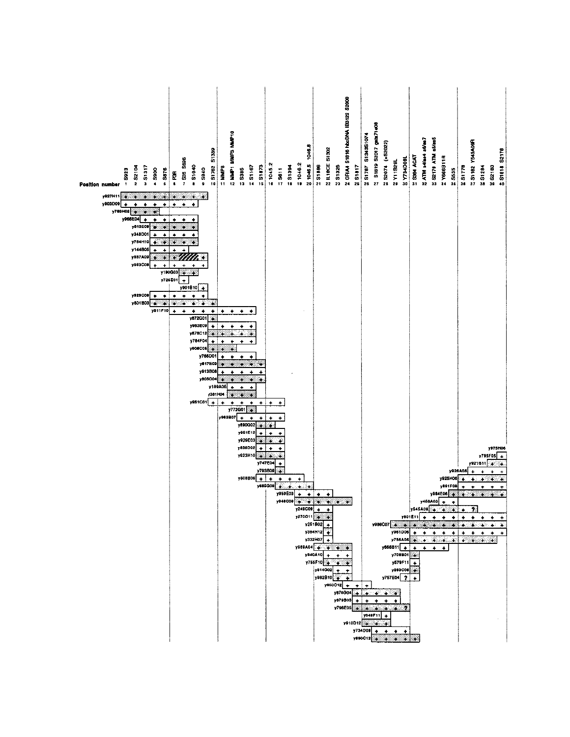| Position number | Marker(s) |
|---|---|
| 1 | S923 |
| 2 | S2104 |
| 3 | S1317 |
| 4 | S900 |
| 5 | S876 |
| 6 | PGR |
| 7 | S35 S898 |
| 8 | S1040 |
| 9 | S940 |
| 10 | S1762 S1339 |
| 11 | MMP8 |
| 12 | MMP1 MMP3 MMP10 |
| 13 | S385 |
| 14 | S1167 |
| 15 | S1673 |
| 16 | 1045.2 |
| 17 | S611 |
| 18 | S1394 |
| 19 | 1046.2 |
| 20 | 1046.5 1046.8 |
| 21 | S1886 |
| 22 | IL18CE S1302 |
| 23 | S1325 |
| 24 | GRIA4 S1816 HbcDNA IB3122 S2000 |
| 25 | S1817 |
| 26 | S1787 S1343S1074 |
| 27 | S1819 S2017 gata71e09 |
| 28 | S2074 (=S2022) |
| 29 | Y11B29L |
| 30 | Y734D08L |
| 31 | S384 ACAT |
| 32 | ATM s4/ss4 s6/ss7 |
| 33 | S2179 ATM s5/ss5 |
| 34 | Y666B11R |
| 35 | S535 |
| 36 | S1778 |
| 37 | S1182 Y545A09R |
| 38 | S1294 |
| 39 | S2180 |
| 40 | S1818 S2178 |

YAC clones: y927H11, y903D09, y760H02, y966E04, y813E09, y348D01, y764H10, y144B05, y887A09, y982C08, y180G03, y726E01, y901B10, y929C09, y801B03, y811F10, y872G01, y953E09, y876C12, y784F04, y908C05, y766D01, y817E03, y913B08, y805C04, y189A05, j381H04, y951C01, y772G01, y962B07, y890G02, y951E12, y929E03, y856D02, y923H10, y747E04, y793B09, y808B06, y885G09, y959E03, y948C09, y249C09, y270D11, y251B02, y384H12, y332H07, y989A04, y840A10, y755F10, y914G02, y982B10, y950C12, y876G04, y879B05, y796E05, y649F11, y910D12, y734D08, y890C12, y975H06, y795F05, y921B11, y926A08, y925H06, y891F09, y984E06, y458A03, y545A09, y801E11, y986C07, y961D06, y756A06, y666B11, y708B01, y579F11, y893C06, y757E04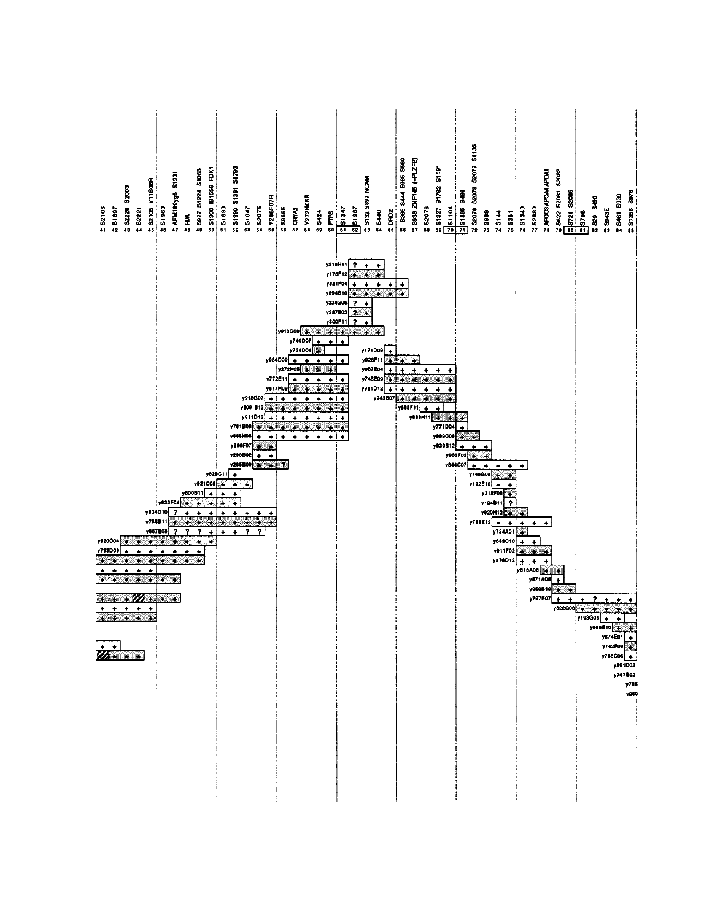| No. | Markers |
|---|---|
| 41 | S2105 |
| 42 | S1697 |
| 43 | S2220 S2003 |
| 44 | S2121 |
| 45 | S2105 Y11B06R |
| 46 | S1960 |
| 47 | AFM189yg5 S1231 |
| 48 | FDX |
| 49 | S927 S1224 S1063 |
| 50 | S1300 IB1556 FDX1 |
| 51 | S1893 |
| 52 | S1990 S1391 S1793 |
| 53 | S1647 |
| 54 | S2075 |
| 55 | Y296F07R |
| 56 | S966E |
| 57 | CRYA2 |
| 58 | Y272H05R |
| 59 | S424 |
| 60 | PTPS |
| 61 | S1347 |
| 62 | S1987 |
| 63 | S132 S897 NCAM |
| 64 | S440 |
| 65 | DRD2 |
| 66 | S396 S444 S965 S560 |
| 67 | S938 ZNF145 (=PLZFB) |
| 68 | S2078 |
| 69 | S1327 S1792 S1191 |
| 70 | S1104 |
| 71 | S1885 S486 |
| 72 | S2076 S2079 S2077 S1136 |
| 73 | S908 |
| 74 | S144 |
| 75 | S351 |
| 76 | S1340 |
| 77 | S2080 |
| 78 | APOC3 APOA4 APOA1 |
| 79 | S622 S2081 S2082 |
| 80 | S721 S2085 |
| 81 | S708 |
| 82 | S29 S490 |
| 83 | S943E |
| 84 | S461 S939 |
| 85 | S1356 S976 |

YACs: y216H11, y178F12, y821F04, y894B10, y334G06, y287E02, y300F11, y913G09, y740D07, y738D01, y171D03, y984D09, y928F11, y272H05, y967E04, y772E11, y745E09, y877H09, y951D12, y943B07, y913G07, y809B12, y685F11, y911D12, y888H11, y761B08, y771D04, y888H06, y883C06, y939B12, y296F07, y966F02, y290B02, y644C07, y285B09, y829C11, y746G08, y921C08, y192E10, y800B11, y318F08, y932F04, y124B11, y934D10, y920H12, y756B11, y765E12, y857E06, y734A01, y920D04, y888G10, y793D09, y911F02, y876D12, y818A08, y871A08, y950B10, y797E07, y822G06, y193G08, y865E10, y874E01, y742F09, y755C06, y891D03, y767B02, y765, y290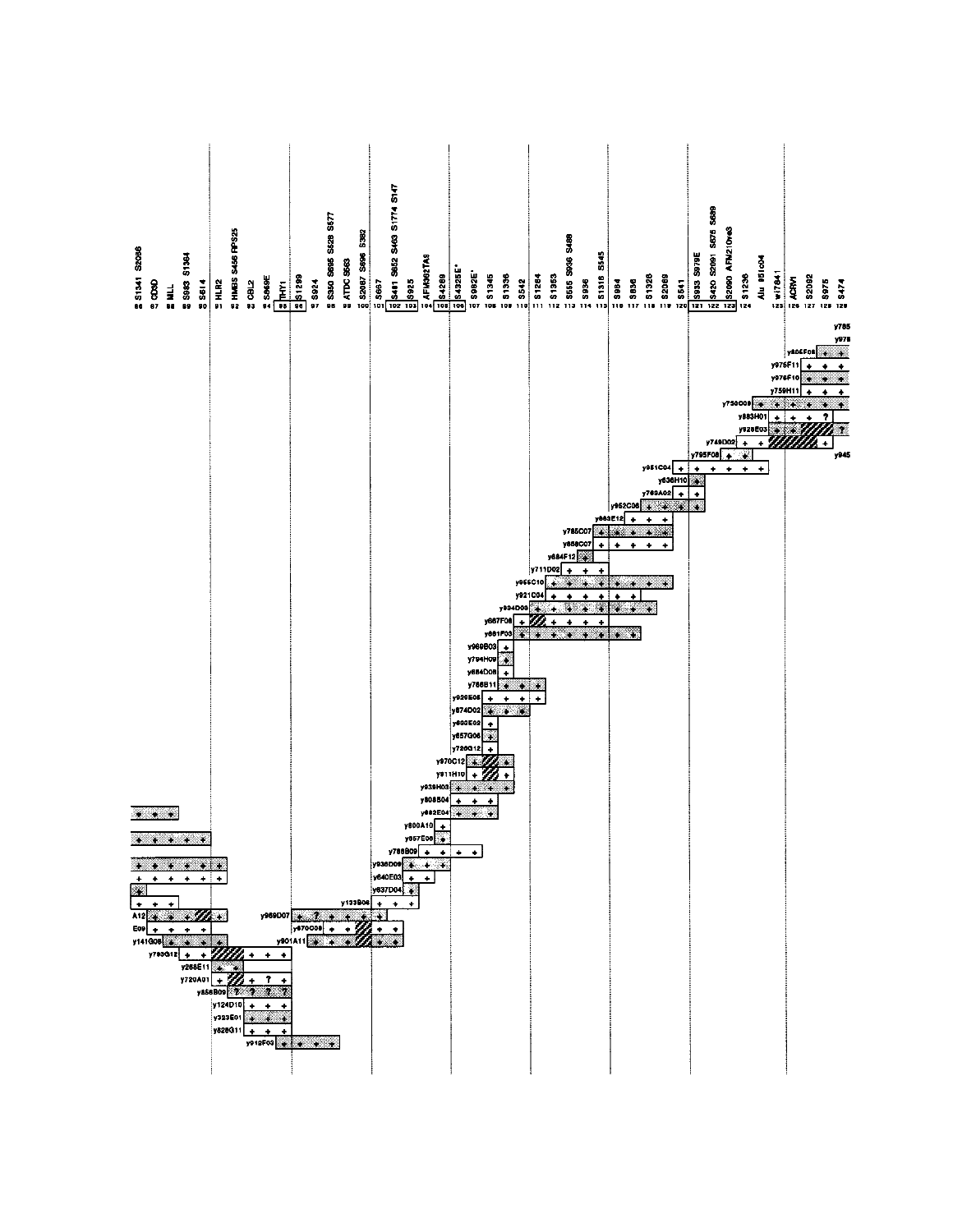86 S1341 S2086
87 CDSD
88 MLL
89 S983 S1364
90 S614
91 HLR2
92 HMBS S456 RPS25
93 CBL2
94 S869E
95 THY1
96 S1299
97 S924
98 S350 S695 S528 S577
99 ATDC S563
100 S2087 S696 S382
101 S667
102 S481 S652 S463 S1774 S147
103 S925
104 AFM362TA8
105 S4269
106 S4325E*
107 S982E*
108 S1345
109 S1336
110 S542
111 S1284
112 S1353
113 S555 S936 S489
114 S936
115 S1316 S545
116 S984
117 S836
118 S1328
119 S2089
120 S541
121 S933 S979E
122 S420 S2091 S575 S689
123 S2090 AFM210ve3
124 S1236
Alu 951c04
125 wi7841
126 ACRV1
127 S2092
128 S975
129 S474

y785
y978
y806F08
y975F11
y976F10
y759H11
y750C09
y883H01
y928E03
y749D02
y795F08
y945
y951C04
y636H10
y769A02
y952C06
y883E12
y785C07
y858C07
y684F12
y711D02
y955C10
y921C04
y934D08
y667F08
y881F03
y969B03
y794H09
y684D08
y786B11
y920E05
y874D02
y802E02
y657G06
y720G12
y970C12
y911H10
y939H03
y808B04
y882E04
y800A10
y957E06
y788B09
y936D09
y640E03
y637D04
y133B06
y969D07
y970C09
y901A11
A12
E09
y141G08
y793G12
y268E11
y720A01
y856B09
y124D10
y323E01
y826G11
y912F03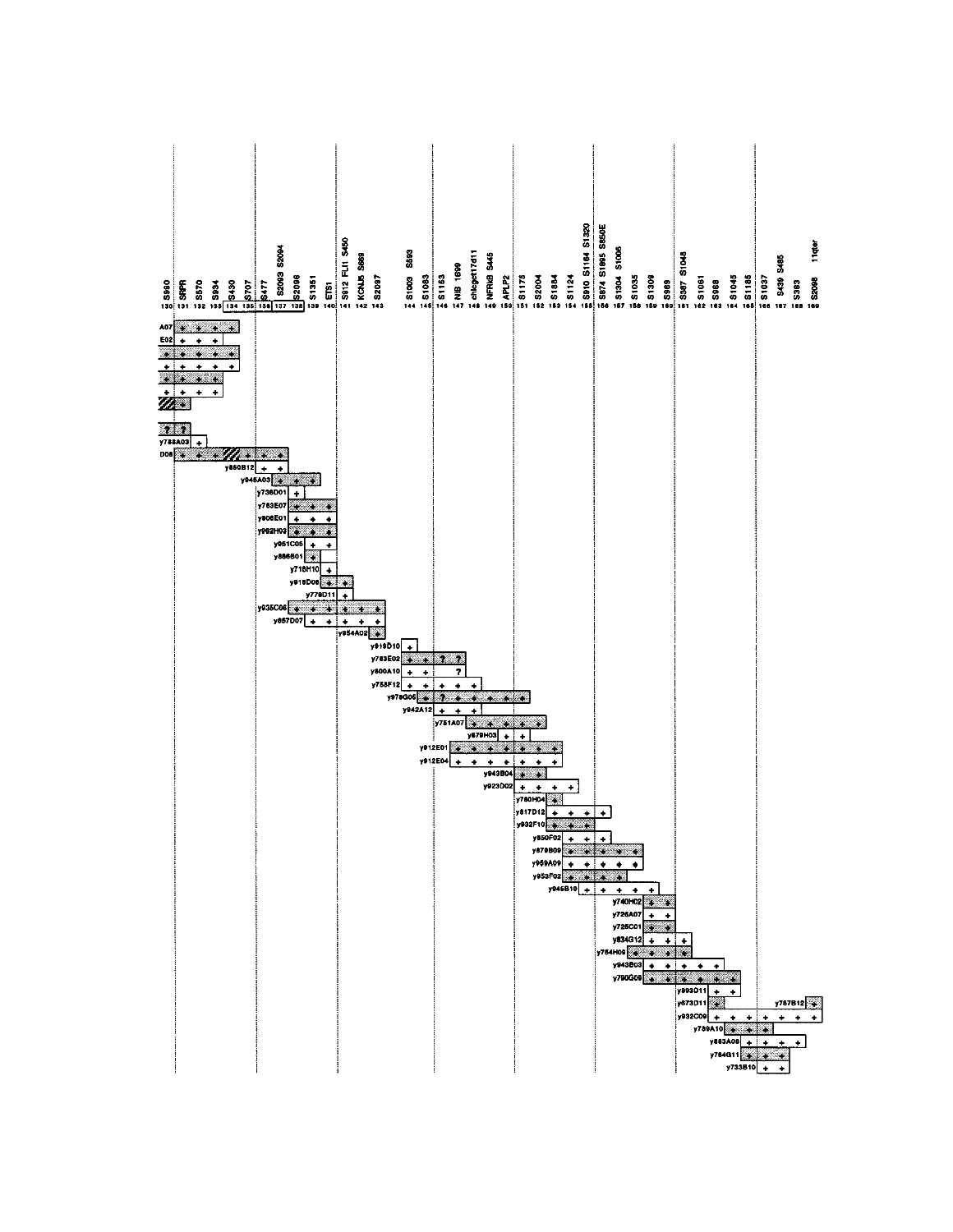| 130 | 131 | 132 | 133 | 134 | 135 | 136 | 137 | 138 | 139 | 140 |
|---|---|---|---|---|---|---|---|---|---|---|
| S990 | SRPR | S570 | S934 | S430 | S707 | S477 | S2093 S2094 | S2096 | S1351 | ETS1 |

| 141 | 142 | 143 | 144 | 145 | 146 | 147 | 148 | 149 | 150 |
|---|---|---|---|---|---|---|---|---|---|
| S912 FLI1 S450 | KCNJ5 S669 | S2097 | S1003 S593 | S1083 | S1153 | NIB 1699 | chlegst17d11 | NFRKB S445 | APLP2 |

| 151 | 152 | 153 | 154 | 155 | 156 | 157 | 158 | 159 | 160 |
|---|---|---|---|---|---|---|---|---|---|
| S1175 | S2004 | S1884 | S1124 | S910 S1164 S1320 | S874 S1895 S850E | S1304 S1006 | S1035 | S1309 | S969 |

| 161 | 162 | 163 | 164 | 165 | 166 | 167 | 168 | 169 |
|---|---|---|---|---|---|---|---|---|
| S387 S1048 | S1061 | S968 | S1045 | S1165 | S1037 | S439 S485 | S383 | S2098 11qter |

A07, E02, y788A03, D08, y850B12, y945A03, y736D01, y783E07, y806E01, y962H03, y951C05, y886B01, y718H10, y918D06, y779D11, y935C06, y857D07, y954A02, y919D10, y783E02, y800A10, y758F12, y978G06, y942A12, y751A07, y879H03, y912E01, y912E04, y943B04, y923D02, y760H04, y817D12, y932F10, y850F02, y879B09, y959A09, y953F02, y945B10, y740H02, y726A07, y725C01, y834G12, y754H09, y943B03, y790G09, y893D11, y673D11, y757B12, y932C09, y789A10, y883A08, y784G11, y733B10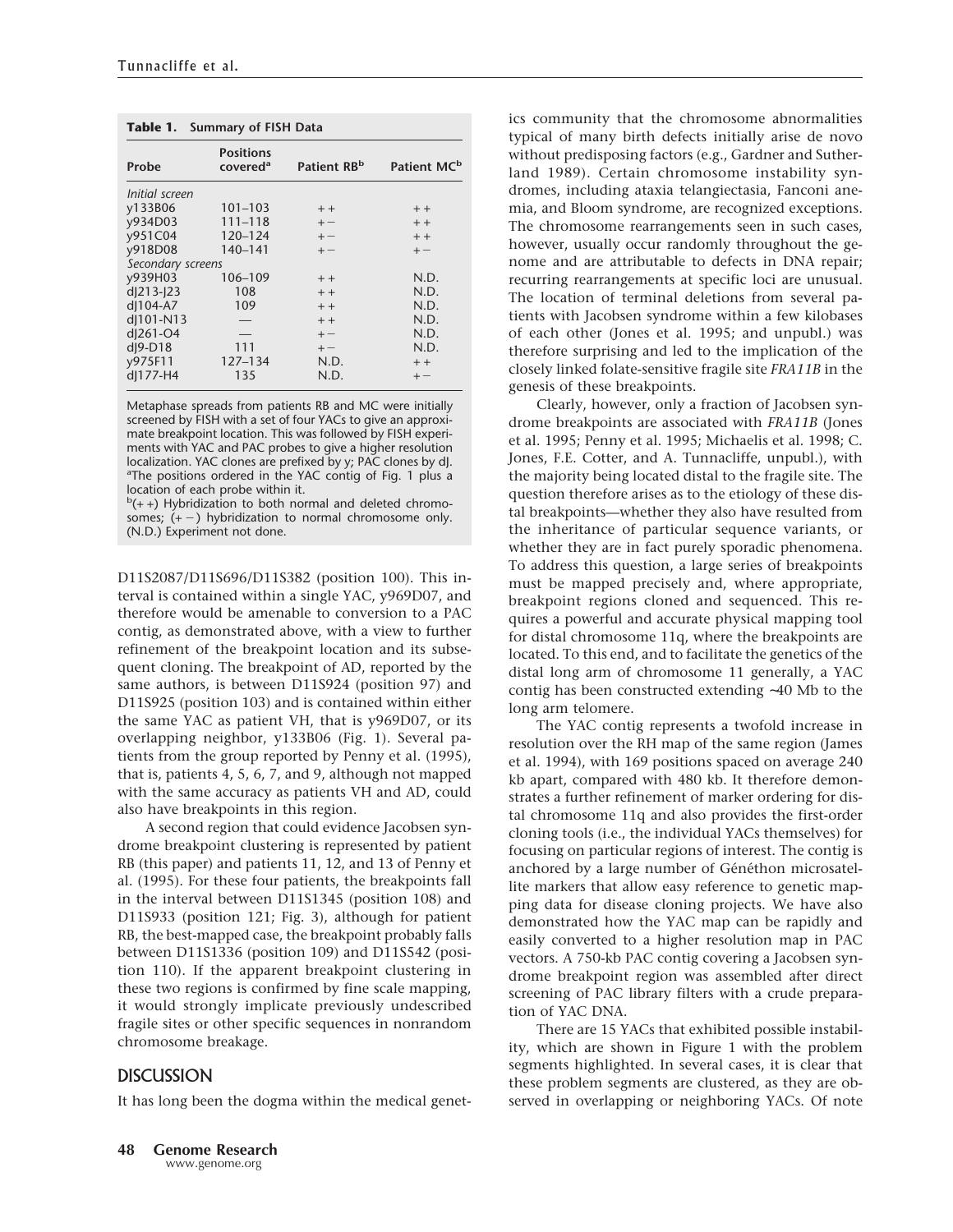**Table 1. Summary of FISH Data**

| Probe | Positions covered[a] | Patient RB[b] | Patient MC[b] |
|---|---|---|---|
| *Initial screen* | | | |
| y133B06 | 101–103 | + + | + + |
| y934D03 | 111–118 | + − | + + |
| y951C04 | 120–124 | + − | + + |
| y918D08 | 140–141 | + − | + − |
| *Secondary screens* | | | |
| y939H03 | 106–109 | + + | N.D. |
| dJ213-J23 | 108 | + + | N.D. |
| dJ104-A7 | 109 | + + | N.D. |
| dJ101-N13 | — | + + | N.D. |
| dJ261-O4 | — | + − | N.D. |
| dJ9-D18 | 111 | + − | N.D. |
| y975F11 | 127–134 | N.D. | + + |
| dJ177-H4 | 135 | N.D. | + − |

Metaphase spreads from patients RB and MC were initially screened by FISH with a set of four YACs to give an approximate breakpoint location. This was followed by FISH experiments with YAC and PAC probes to give a higher resolution localization. YAC clones are prefixed by y; PAC clones by dJ.
[a]The positions ordered in the YAC contig of Fig. 1 plus a location of each probe within it.
[b](+ +) Hybridization to both normal and deleted chromosomes; (+ −) hybridization to normal chromosome only. (N.D.) Experiment not done.

D11S2087/D11S696/D11S382 (position 100). This interval is contained within a single YAC, y969D07, and therefore would be amenable to conversion to a PAC contig, as demonstrated above, with a view to further refinement of the breakpoint location and its subsequent cloning. The breakpoint of AD, reported by the same authors, is between D11S924 (position 97) and D11S925 (position 103) and is contained within either the same YAC as patient VH, that is y969D07, or its overlapping neighbor, y133B06 (Fig. 1). Several patients from the group reported by Penny et al. (1995), that is, patients 4, 5, 6, 7, and 9, although not mapped with the same accuracy as patients VH and AD, could also have breakpoints in this region.

A second region that could evidence Jacobsen syndrome breakpoint clustering is represented by patient RB (this paper) and patients 11, 12, and 13 of Penny et al. (1995). For these four patients, the breakpoints fall in the interval between D11S1345 (position 108) and D11S933 (position 121; Fig. 3), although for patient RB, the best-mapped case, the breakpoint probably falls between D11S1336 (position 109) and D11S542 (position 110). If the apparent breakpoint clustering in these two regions is confirmed by fine scale mapping, it would strongly implicate previously undescribed fragile sites or other specific sequences in nonrandom chromosome breakage.

## DISCUSSION

It has long been the dogma within the medical genetics community that the chromosome abnormalities typical of many birth defects initially arise de novo without predisposing factors (e.g., Gardner and Sutherland 1989). Certain chromosome instability syndromes, including ataxia telangiectasia, Fanconi anemia, and Bloom syndrome, are recognized exceptions. The chromosome rearrangements seen in such cases, however, usually occur randomly throughout the genome and are attributable to defects in DNA repair; recurring rearrangements at specific loci are unusual. The location of terminal deletions from several patients with Jacobsen syndrome within a few kilobases of each other (Jones et al. 1995; and unpubl.) was therefore surprising and led to the implication of the closely linked folate-sensitive fragile site *FRA11B* in the genesis of these breakpoints.

Clearly, however, only a fraction of Jacobsen syndrome breakpoints are associated with *FRA11B* (Jones et al. 1995; Penny et al. 1995; Michaelis et al. 1998; C. Jones, F.E. Cotter, and A. Tunnacliffe, unpubl.), with the majority being located distal to the fragile site. The question therefore arises as to the etiology of these distal breakpoints—whether they also have resulted from the inheritance of particular sequence variants, or whether they are in fact purely sporadic phenomena. To address this question, a large series of breakpoints must be mapped precisely and, where appropriate, breakpoint regions cloned and sequenced. This requires a powerful and accurate physical mapping tool for distal chromosome 11q, where the breakpoints are located. To this end, and to facilitate the genetics of the distal long arm of chromosome 11 generally, a YAC contig has been constructed extending ~40 Mb to the long arm telomere.

The YAC contig represents a twofold increase in resolution over the RH map of the same region (James et al. 1994), with 169 positions spaced on average 240 kb apart, compared with 480 kb. It therefore demonstrates a further refinement of marker ordering for distal chromosome 11q and also provides the first-order cloning tools (i.e., the individual YACs themselves) for focusing on particular regions of interest. The contig is anchored by a large number of Généthon microsatellite markers that allow easy reference to genetic mapping data for disease cloning projects. We have also demonstrated how the YAC map can be rapidly and easily converted to a higher resolution map in PAC vectors. A 750-kb PAC contig covering a Jacobsen syndrome breakpoint region was assembled after direct screening of PAC library filters with a crude preparation of YAC DNA.

There are 15 YACs that exhibited possible instability, which are shown in Figure 1 with the problem segments highlighted. In several cases, it is clear that these problem segments are clustered, as they are observed in overlapping or neighboring YACs. Of note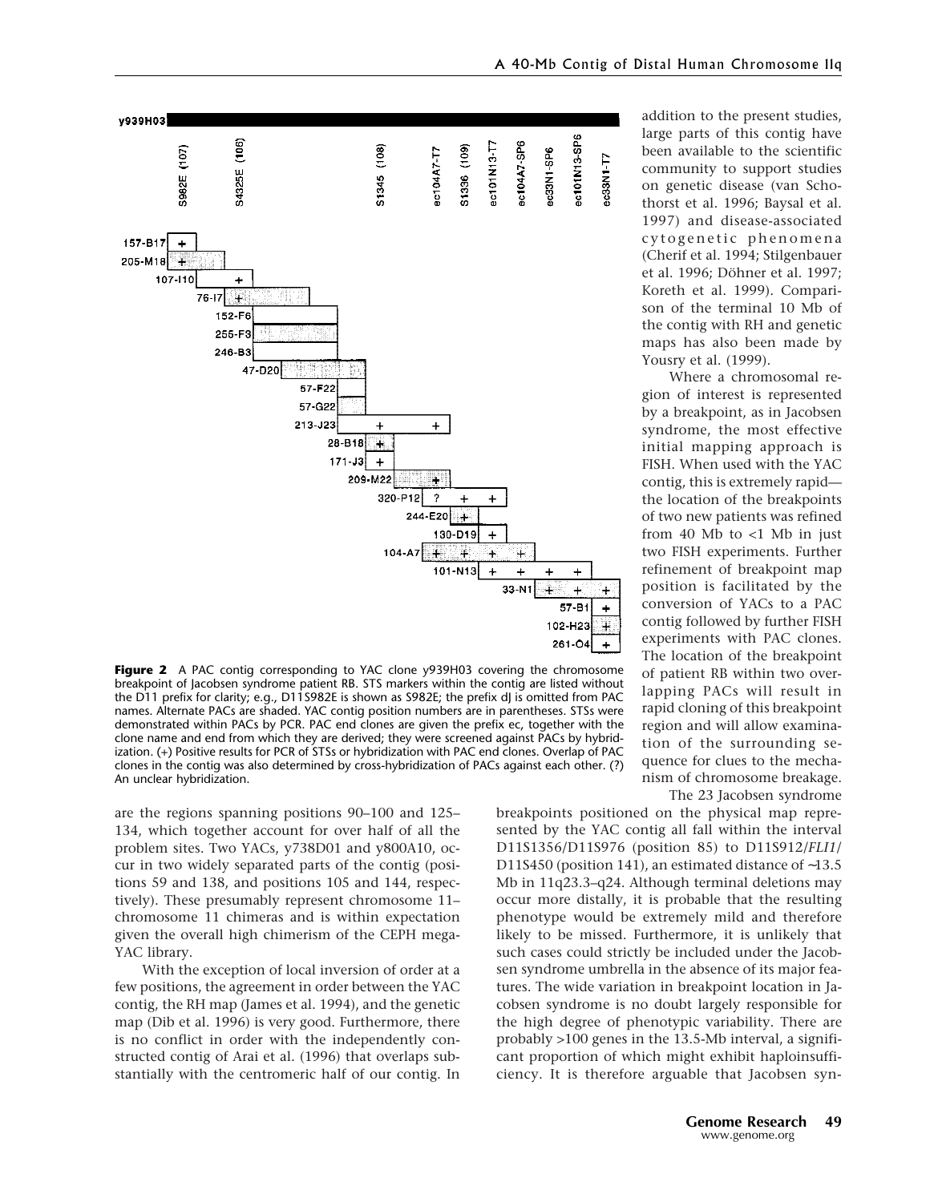**Figure 2** A PAC contig corresponding to YAC clone y939H03 covering the chromosome breakpoint of Jacobsen syndrome patient RB. STS markers within the contig are listed without the D11 prefix for clarity; e.g., D11S982E is shown as S982E; the prefix dJ is omitted from PAC names. Alternate PACs are shaded. YAC contig position numbers are in parentheses. STSs were demonstrated within PACs by PCR. PAC end clones are given the prefix ec, together with the clone name and end from which they are derived; they were screened against PACs by hybridization. (+) Positive results for PCR of STSs or hybridization with PAC end clones. Overlap of PAC clones in the contig was also determined by cross-hybridization of PACs against each other. (?) An unclear hybridization.

are the regions spanning positions 90–100 and 125–134, which together account for over half of all the problem sites. Two YACs, y738D01 and y800A10, occur in two widely separated parts of the contig (positions 59 and 138, and positions 105 and 144, respectively). These presumably represent chromosome 11–chromosome 11 chimeras and is within expectation given the overall high chimerism of the CEPH mega-YAC library.

With the exception of local inversion of order at a few positions, the agreement in order between the YAC contig, the RH map (James et al. 1994), and the genetic map (Dib et al. 1996) is very good. Furthermore, there is no conflict in order with the independently constructed contig of Arai et al. (1996) that overlaps substantially with the centromeric half of our contig. In addition to the present studies, large parts of this contig have been available to the scientific community to support studies on genetic disease (van Schothorst et al. 1996; Baysal et al. 1997) and disease-associated cytogenetic phenomena (Cherif et al. 1994; Stilgenbauer et al. 1996; Döhner et al. 1997; Koreth et al. 1999). Comparison of the terminal 10 Mb of the contig with RH and genetic maps has also been made by Yousry et al. (1999).

Where a chromosomal region of interest is represented by a breakpoint, as in Jacobsen syndrome, the most effective initial mapping approach is FISH. When used with the YAC contig, this is extremely rapid—the location of the breakpoints of two new patients was refined from 40 Mb to <1 Mb in just two FISH experiments. Further refinement of breakpoint map position is facilitated by the conversion of YACs to a PAC contig followed by further FISH experiments with PAC clones. The location of the breakpoint of patient RB within two overlapping PACs will result in rapid cloning of this breakpoint region and will allow examination of the surrounding sequence for clues to the mechanism of chromosome breakage.

The 23 Jacobsen syndrome breakpoints positioned on the physical map represented by the YAC contig all fall within the interval D11S1356/D11S976 (position 85) to D11S912/*FLI1*/D11S450 (position 141), an estimated distance of ~13.5 Mb in 11q23.3–q24. Although terminal deletions may occur more distally, it is probable that the resulting phenotype would be extremely mild and therefore likely to be missed. Furthermore, it is unlikely that such cases could strictly be included under the Jacobsen syndrome umbrella in the absence of its major features. The wide variation in breakpoint location in Jacobsen syndrome is no doubt largely responsible for the high degree of phenotypic variability. There are probably >100 genes in the 13.5-Mb interval, a significant proportion of which might exhibit haploinsufficiency. It is therefore arguable that Jacobsen syn-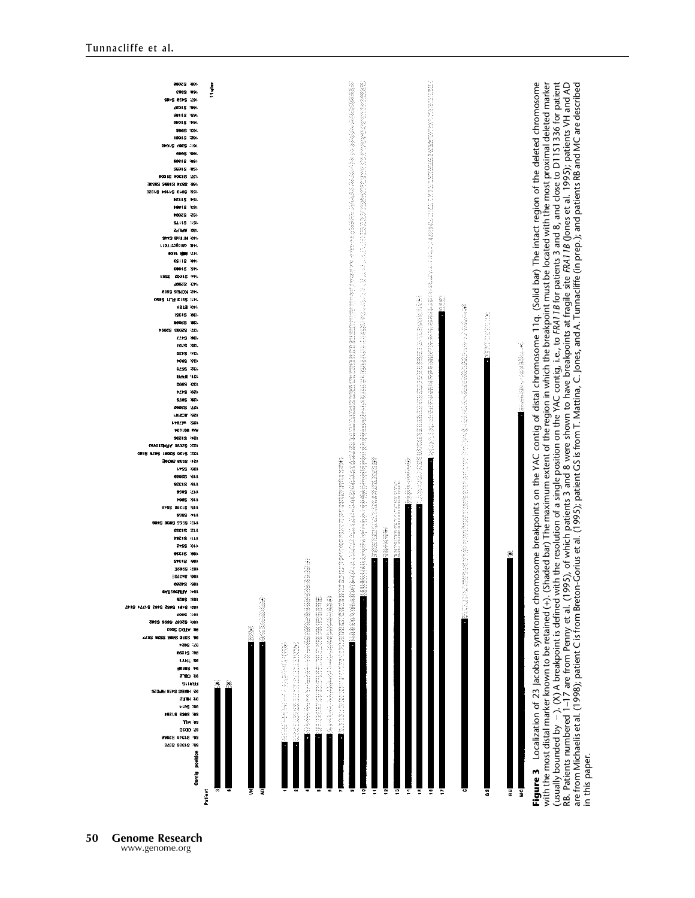**Figure 3** Localization of 23 Jacobsen syndrome chromosome breakpoints on the YAC contig of distal chromosome 11q. (Solid bar) The intact region of the deleted chromosome with the most distal marker known to be retained (+). (Shaded bar) The maximum extent of the region in which the breakpoint must be located with the most proximal deleted marker (usually bounded by −). (X) A breakpoint is defined with the resolution of a single position on the YAC contig, i.e., to *FRA11B* for patients 3 and 8, and close to D11S1336 for patient RB. Patients numbered 1–17 are from Penny et al. (1995), of which patients 3 and 8 were shown to have breakpoints at fragile site *FRA11B* (Jones et al. 1995); patients VH and AD are from Michaelis et al. (1998); patient C is from Breton-Gorius et al. (1995); patient GS is from T. Mattina, C. Jones, and A. Tunnacliffe (in prep.); and patients RB and MC are described in this paper.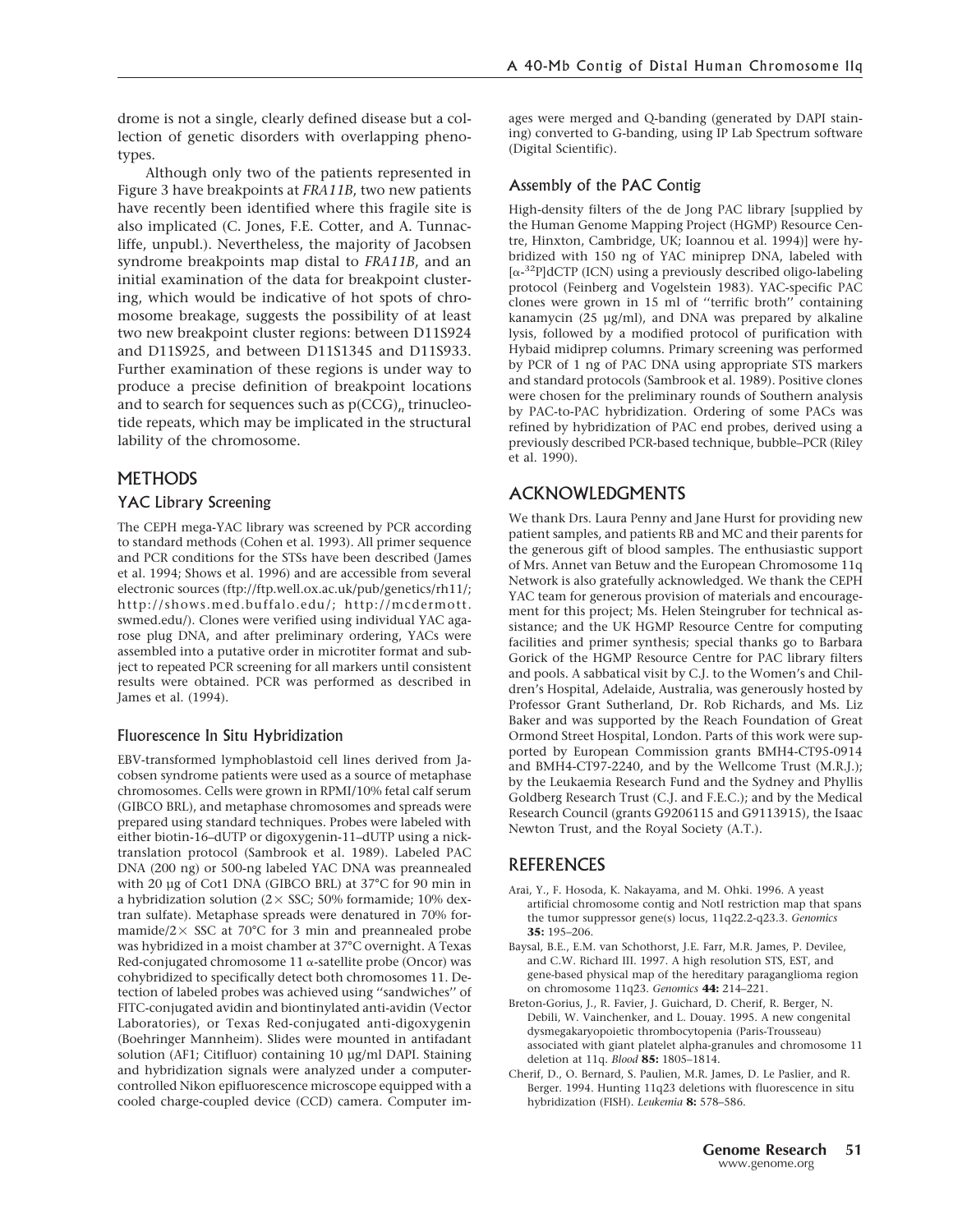drome is not a single, clearly defined disease but a collection of genetic disorders with overlapping phenotypes.

Although only two of the patients represented in Figure 3 have breakpoints at *FRA11B*, two new patients have recently been identified where this fragile site is also implicated (C. Jones, F.E. Cotter, and A. Tunnacliffe, unpubl.). Nevertheless, the majority of Jacobsen syndrome breakpoints map distal to *FRA11B*, and an initial examination of the data for breakpoint clustering, which would be indicative of hot spots of chromosome breakage, suggests the possibility of at least two new breakpoint cluster regions: between D11S924 and D11S925, and between D11S1345 and D11S933. Further examination of these regions is under way to produce a precise definition of breakpoint locations and to search for sequences such as $p(CCG)_n$ trinucleotide repeats, which may be implicated in the structural lability of the chromosome.

## METHODS

### YAC Library Screening

The CEPH mega-YAC library was screened by PCR according to standard methods (Cohen et al. 1993). All primer sequence and PCR conditions for the STSs have been described (James et al. 1994; Shows et al. 1996) and are accessible from several electronic sources (ftp://ftp.well.ox.ac.uk/pub/genetics/rh11/; http://shows.med.buffalo.edu/; http://mcdermott.swmed.edu/). Clones were verified using individual YAC agarose plug DNA, and after preliminary ordering, YACs were assembled into a putative order in microtiter format and subject to repeated PCR screening for all markers until consistent results were obtained. PCR was performed as described in James et al. (1994).

### Fluorescence In Situ Hybridization

EBV-transformed lymphoblastoid cell lines derived from Jacobsen syndrome patients were used as a source of metaphase chromosomes. Cells were grown in RPMI/10% fetal calf serum (GIBCO BRL), and metaphase chromosomes and spreads were prepared using standard techniques. Probes were labeled with either biotin-16–dUTP or digoxygenin-11–dUTP using a nick-translation protocol (Sambrook et al. 1989). Labeled PAC DNA (200 ng) or 500-ng labeled YAC DNA was preannealed with 20 µg of Cot1 DNA (GIBCO BRL) at 37°C for 90 min in a hybridization solution (2× SSC; 50% formamide; 10% dextran sulfate). Metaphase spreads were denatured in 70% formamide/2× SSC at 70°C for 3 min and preannealed probe was hybridized in a moist chamber at 37°C overnight. A Texas Red-conjugated chromosome 11 α-satellite probe (Oncor) was cohybridized to specifically detect both chromosomes 11. Detection of labeled probes was achieved using "sandwiches" of FITC-conjugated avidin and biontinylated anti-avidin (Vector Laboratories), or Texas Red-conjugated anti-digoxygenin (Boehringer Mannheim). Slides were mounted in antifadant solution (AF1; Citifluor) containing 10 µg/ml DAPI. Staining and hybridization signals were analyzed under a computer-controlled Nikon epifluorescence microscope equipped with a cooled charge-coupled device (CCD) camera. Computer images were merged and Q-banding (generated by DAPI staining) converted to G-banding, using IP Lab Spectrum software (Digital Scientific).

### Assembly of the PAC Contig

High-density filters of the de Jong PAC library [supplied by the Human Genome Mapping Project (HGMP) Resource Centre, Hinxton, Cambridge, UK; Ioannou et al. 1994)] were hybridized with 150 ng of YAC miniprep DNA, labeled with [α-$^{32}$P]dCTP (ICN) using a previously described oligo-labeling protocol (Feinberg and Vogelstein 1983). YAC-specific PAC clones were grown in 15 ml of "terrific broth" containing kanamycin (25 µg/ml), and DNA was prepared by alkaline lysis, followed by a modified protocol of purification with Hybaid midiprep columns. Primary screening was performed by PCR of 1 ng of PAC DNA using appropriate STS markers and standard protocols (Sambrook et al. 1989). Positive clones were chosen for the preliminary rounds of Southern analysis by PAC-to-PAC hybridization. Ordering of some PACs was refined by hybridization of PAC end probes, derived using a previously described PCR-based technique, bubble–PCR (Riley et al. 1990).

## ACKNOWLEDGMENTS

We thank Drs. Laura Penny and Jane Hurst for providing new patient samples, and patients RB and MC and their parents for the generous gift of blood samples. The enthusiastic support of Mrs. Annet van Betuw and the European Chromosome 11q Network is also gratefully acknowledged. We thank the CEPH YAC team for generous provision of materials and encouragement for this project; Ms. Helen Steingruber for technical assistance; and the UK HGMP Resource Centre for computing facilities and primer synthesis; special thanks go to Barbara Gorick of the HGMP Resource Centre for PAC library filters and pools. A sabbatical visit by C.J. to the Women's and Children's Hospital, Adelaide, Australia, was generously hosted by Professor Grant Sutherland, Dr. Rob Richards, and Ms. Liz Baker and was supported by the Reach Foundation of Great Ormond Street Hospital, London. Parts of this work were supported by European Commission grants BMH4-CT95-0914 and BMH4-CT97-2240, and by the Wellcome Trust (M.R.J.); by the Leukaemia Research Fund and the Sydney and Phyllis Goldberg Research Trust (C.J. and F.E.C.); and by the Medical Research Council (grants G9206115 and G9113915), the Isaac Newton Trust, and the Royal Society (A.T.).

## REFERENCES

Arai, Y., F. Hosoda, K. Nakayama, and M. Ohki. 1996. A yeast artificial chromosome contig and NotI restriction map that spans the tumor suppressor gene(s) locus, 11q22.2-q23.3. *Genomics* **35:** 195–206.

Baysal, B.E., E.M. van Schothorst, J.E. Farr, M.R. James, P. Devilee, and C.W. Richard III. 1997. A high resolution STS, EST, and gene-based physical map of the hereditary paraganglioma region on chromosome 11q23. *Genomics* **44:** 214–221.

Breton-Gorius, J., R. Favier, J. Guichard, D. Cherif, R. Berger, N. Debili, W. Vainchenker, and L. Douay. 1995. A new congenital dysmegakaryopoietic thrombocytopenia (Paris-Trousseau) associated with giant platelet alpha-granules and chromosome 11 deletion at 11q. *Blood* **85:** 1805–1814.

Cherif, D., O. Bernard, S. Paulien, M.R. James, D. Le Paslier, and R. Berger. 1994. Hunting 11q23 deletions with fluorescence in situ hybridization (FISH). *Leukemia* **8:** 578–586.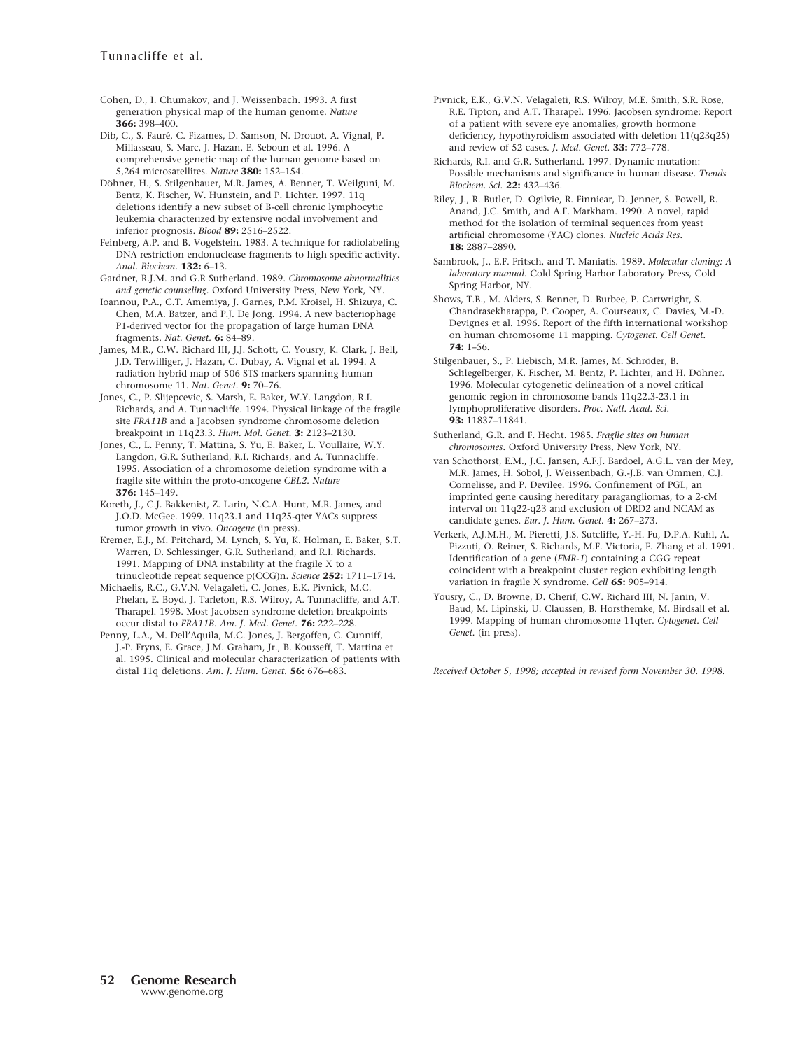Cohen, D., I. Chumakov, and J. Weissenbach. 1993. A first generation physical map of the human genome. *Nature* **366:** 398–400.

Dib, C., S. Fauré, C. Fizames, D. Samson, N. Drouot, A. Vignal, P. Millasseau, S. Marc, J. Hazan, E. Seboun et al. 1996. A comprehensive genetic map of the human genome based on 5,264 microsatellites. *Nature* **380:** 152–154.

Döhner, H., S. Stilgenbauer, M.R. James, A. Benner, T. Weilguni, M. Bentz, K. Fischer, W. Hunstein, and P. Lichter. 1997. 11q deletions identify a new subset of B-cell chronic lymphocytic leukemia characterized by extensive nodal involvement and inferior prognosis. *Blood* **89:** 2516–2522.

Feinberg, A.P. and B. Vogelstein. 1983. A technique for radiolabeling DNA restriction endonuclease fragments to high specific activity. *Anal. Biochem.* **132:** 6–13.

Gardner, R.J.M. and G.R Sutherland. 1989. *Chromosome abnormalities and genetic counseling*. Oxford University Press, New York, NY.

Ioannou, P.A., C.T. Amemiya, J. Garnes, P.M. Kroisel, H. Shizuya, C. Chen, M.A. Batzer, and P.J. De Jong. 1994. A new bacteriophage P1-derived vector for the propagation of large human DNA fragments. *Nat. Genet.* **6:** 84–89.

James, M.R., C.W. Richard III, J.J. Schott, C. Yousry, K. Clark, J. Bell, J.D. Terwilliger, J. Hazan, C. Dubay, A. Vignal et al. 1994. A radiation hybrid map of 506 STS markers spanning human chromosome 11. *Nat. Genet.* **9:** 70–76.

Jones, C., P. Slijepcevic, S. Marsh, E. Baker, W.Y. Langdon, R.I. Richards, and A. Tunnacliffe. 1994. Physical linkage of the fragile site *FRA11B* and a Jacobsen syndrome chromosome deletion breakpoint in 11q23.3. *Hum. Mol. Genet.* **3:** 2123–2130.

Jones, C., L. Penny, T. Mattina, S. Yu, E. Baker, L. Voullaire, W.Y. Langdon, G.R. Sutherland, R.I. Richards, and A. Tunnacliffe. 1995. Association of a chromosome deletion syndrome with a fragile site within the proto-oncogene *CBL2*. *Nature* **376:** 145–149.

Koreth, J., C.J. Bakkenist, Z. Larin, N.C.A. Hunt, M.R. James, and J.O.D. McGee. 1999. 11q23.1 and 11q25-qter YACs suppress tumor growth in vivo. *Oncogene* (in press).

Kremer, E.J., M. Pritchard, M. Lynch, S. Yu, K. Holman, E. Baker, S.T. Warren, D. Schlessinger, G.R. Sutherland, and R.I. Richards. 1991. Mapping of DNA instability at the fragile X to a trinucleotide repeat sequence p(CCG)n. *Science* **252:** 1711–1714.

Michaelis, R.C., G.V.N. Velagaleti, C. Jones, E.K. Pivnick, M.C. Phelan, E. Boyd, J. Tarleton, R.S. Wilroy, A. Tunnacliffe, and A.T. Tharapel. 1998. Most Jacobsen syndrome deletion breakpoints occur distal to *FRA11B*. *Am. J. Med. Genet.* **76:** 222–228.

Penny, L.A., M. Dell'Aquila, M.C. Jones, J. Bergoffen, C. Cunniff, J.-P. Fryns, E. Grace, J.M. Graham, Jr., B. Kousseff, T. Mattina et al. 1995. Clinical and molecular characterization of patients with distal 11q deletions. *Am. J. Hum. Genet.* **56:** 676–683.

Pivnick, E.K., G.V.N. Velagaleti, R.S. Wilroy, M.E. Smith, S.R. Rose, R.E. Tipton, and A.T. Tharapel. 1996. Jacobsen syndrome: Report of a patient with severe eye anomalies, growth hormone deficiency, hypothyroidism associated with deletion 11(q23q25) and review of 52 cases. *J. Med. Genet.* **33:** 772–778.

Richards, R.I. and G.R. Sutherland. 1997. Dynamic mutation: Possible mechanisms and significance in human disease. *Trends Biochem. Sci.* **22:** 432–436.

Riley, J., R. Butler, D. Ogilvie, R. Finniear, D. Jenner, S. Powell, R. Anand, J.C. Smith, and A.F. Markham. 1990. A novel, rapid method for the isolation of terminal sequences from yeast artificial chromosome (YAC) clones. *Nucleic Acids Res.* **18:** 2887–2890.

Sambrook, J., E.F. Fritsch, and T. Maniatis. 1989. *Molecular cloning: A laboratory manual*. Cold Spring Harbor Laboratory Press, Cold Spring Harbor, NY.

Shows, T.B., M. Alders, S. Bennet, D. Burbee, P. Cartwright, S. Chandrasekharappa, P. Cooper, A. Courseaux, C. Davies, M.-D. Devignes et al. 1996. Report of the fifth international workshop on human chromosome 11 mapping. *Cytogenet. Cell Genet.* **74:** 1–56.

Stilgenbauer, S., P. Liebisch, M.R. James, M. Schröder, B. Schlegelberger, K. Fischer, M. Bentz, P. Lichter, and H. Döhner. 1996. Molecular cytogenetic delineation of a novel critical genomic region in chromosome bands 11q22.3-23.1 in lymphoproliferative disorders. *Proc. Natl. Acad. Sci.* **93:** 11837–11841.

Sutherland, G.R. and F. Hecht. 1985. *Fragile sites on human chromosomes*. Oxford University Press, New York, NY.

van Schothorst, E.M., J.C. Jansen, A.F.J. Bardoel, A.G.L. van der Mey, M.R. James, H. Sobol, J. Weissenbach, G.-J.B. van Ommen, C.J. Cornelisse, and P. Devilee. 1996. Confinement of PGL, an imprinted gene causing hereditary paragangliomas, to a 2-cM interval on 11q22-q23 and exclusion of DRD2 and NCAM as candidate genes. *Eur. J. Hum. Genet.* **4:** 267–273.

Verkerk, A.J.M.H., M. Pieretti, J.S. Sutcliffe, Y.-H. Fu, D.P.A. Kuhl, A. Pizzuti, O. Reiner, S. Richards, M.F. Victoria, F. Zhang et al. 1991. Identification of a gene (*FMR-1*) containing a CGG repeat coincident with a breakpoint cluster region exhibiting length variation in fragile X syndrome. *Cell* **65:** 905–914.

Yousry, C., D. Browne, D. Cherif, C.W. Richard III, N. Janin, V. Baud, M. Lipinski, U. Claussen, B. Horsthemke, M. Birdsall et al. 1999. Mapping of human chromosome 11qter. *Cytogenet. Cell Genet.* (in press).

*Received October 5, 1998; accepted in revised form November 30. 1998.*